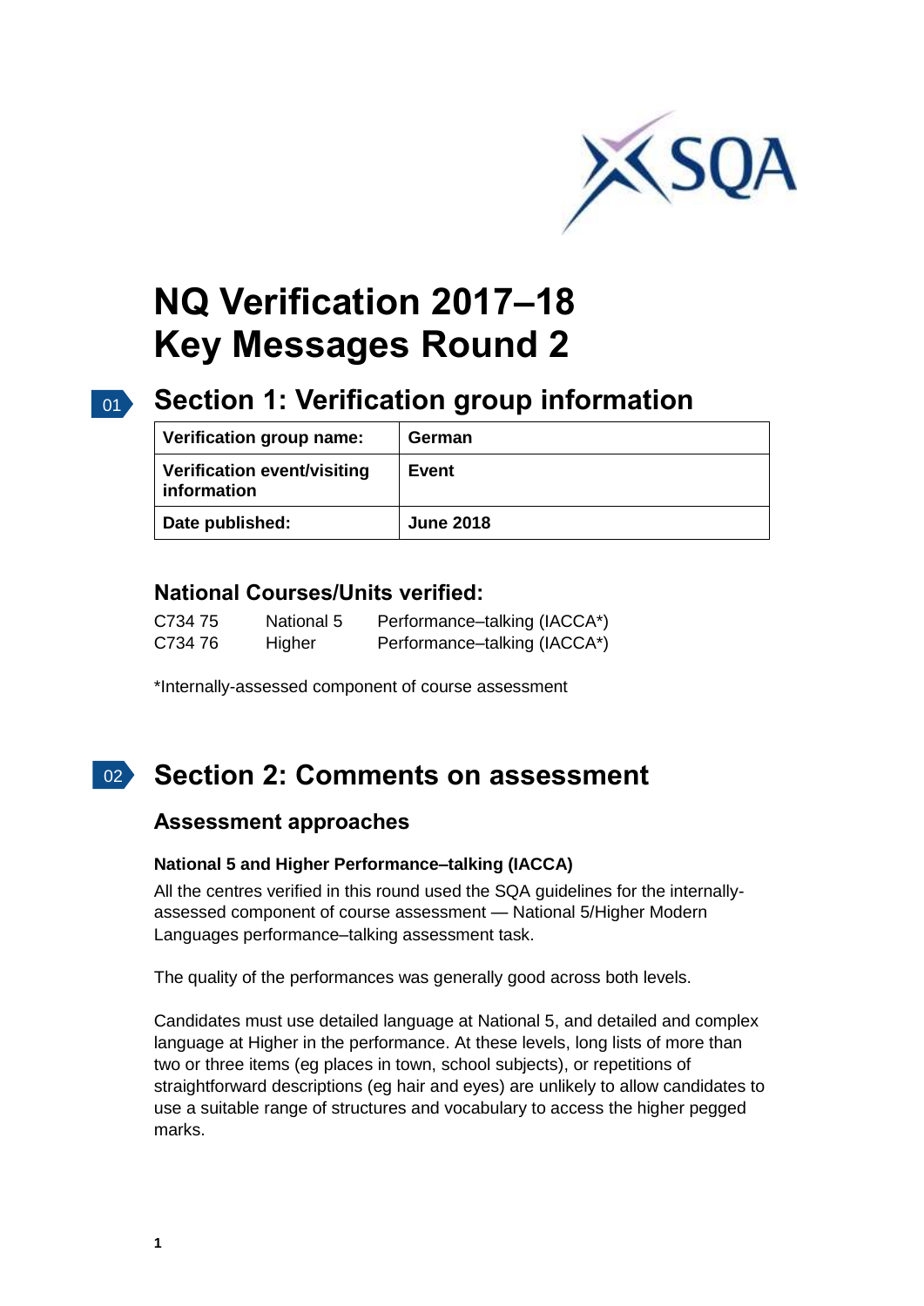# NQ Verification 2017–18 Key Messages Round 2

## Section 1: Verification group information

| Verification group name: | German |
|---|---|
| Verification event/visiting information | Event |
| Date published: | June 2018 |

### National Courses/Units verified:

| | | |
|---|---|---|
| C734 75 | National 5 | Performance–talking (IACCA*) |
| C734 76 | Higher | Performance–talking (IACCA*) |

*Internally-assessed component of course assessment

## Section 2: Comments on assessment

### Assessment approaches

**National 5 and Higher Performance–talking (IACCA)**

All the centres verified in this round used the SQA guidelines for the internally-assessed component of course assessment — National 5/Higher Modern Languages performance–talking assessment task.

The quality of the performances was generally good across both levels.

Candidates must use detailed language at National 5, and detailed and complex language at Higher in the performance. At these levels, long lists of more than two or three items (eg places in town, school subjects), or repetitions of straightforward descriptions (eg hair and eyes) are unlikely to allow candidates to use a suitable range of structures and vocabulary to access the higher pegged marks.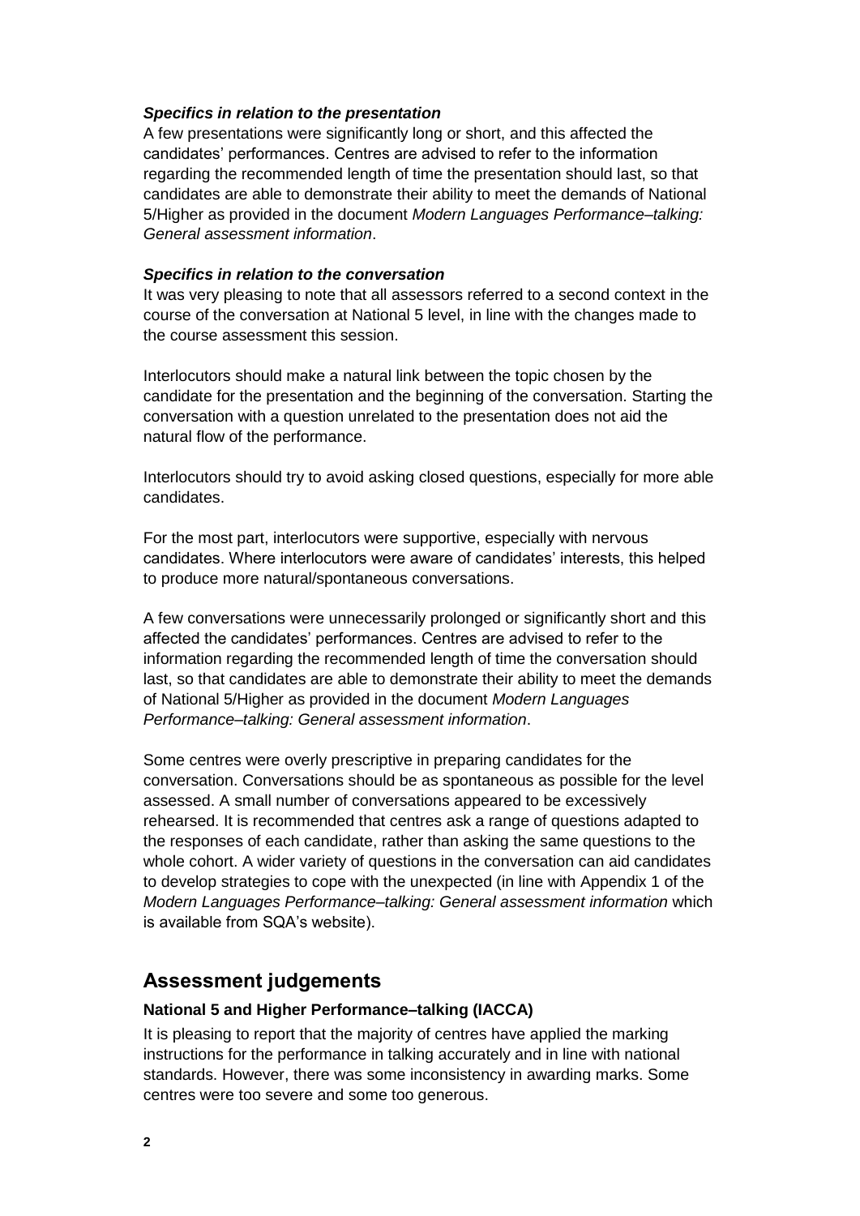***Specifics in relation to the presentation***

A few presentations were significantly long or short, and this affected the candidates' performances. Centres are advised to refer to the information regarding the recommended length of time the presentation should last, so that candidates are able to demonstrate their ability to meet the demands of National 5/Higher as provided in the document *Modern Languages Performance–talking: General assessment information*.

***Specifics in relation to the conversation***

It was very pleasing to note that all assessors referred to a second context in the course of the conversation at National 5 level, in line with the changes made to the course assessment this session.

Interlocutors should make a natural link between the topic chosen by the candidate for the presentation and the beginning of the conversation. Starting the conversation with a question unrelated to the presentation does not aid the natural flow of the performance.

Interlocutors should try to avoid asking closed questions, especially for more able candidates.

For the most part, interlocutors were supportive, especially with nervous candidates. Where interlocutors were aware of candidates' interests, this helped to produce more natural/spontaneous conversations.

A few conversations were unnecessarily prolonged or significantly short and this affected the candidates' performances. Centres are advised to refer to the information regarding the recommended length of time the conversation should last, so that candidates are able to demonstrate their ability to meet the demands of National 5/Higher as provided in the document *Modern Languages Performance–talking: General assessment information*.

Some centres were overly prescriptive in preparing candidates for the conversation. Conversations should be as spontaneous as possible for the level assessed. A small number of conversations appeared to be excessively rehearsed. It is recommended that centres ask a range of questions adapted to the responses of each candidate, rather than asking the same questions to the whole cohort. A wider variety of questions in the conversation can aid candidates to develop strategies to cope with the unexpected (in line with Appendix 1 of the *Modern Languages Performance–talking: General assessment information* which is available from SQA's website).

## Assessment judgements

### National 5 and Higher Performance–talking (IACCA)

It is pleasing to report that the majority of centres have applied the marking instructions for the performance in talking accurately and in line with national standards. However, there was some inconsistency in awarding marks. Some centres were too severe and some too generous.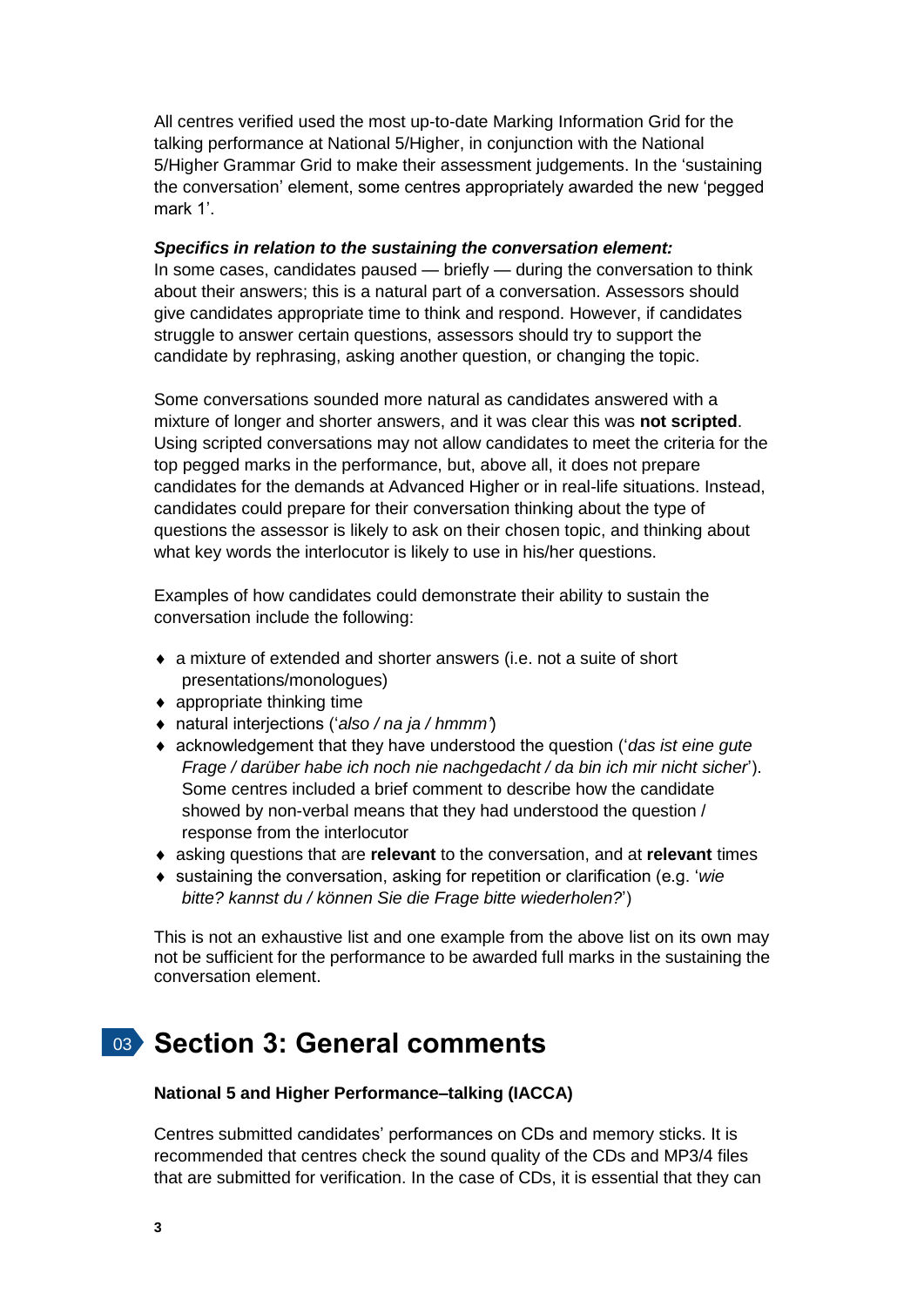All centres verified used the most up-to-date Marking Information Grid for the talking performance at National 5/Higher, in conjunction with the National 5/Higher Grammar Grid to make their assessment judgements. In the 'sustaining the conversation' element, some centres appropriately awarded the new 'pegged mark 1'.

***Specifics in relation to the sustaining the conversation element:***
In some cases, candidates paused — briefly — during the conversation to think about their answers; this is a natural part of a conversation. Assessors should give candidates appropriate time to think and respond. However, if candidates struggle to answer certain questions, assessors should try to support the candidate by rephrasing, asking another question, or changing the topic.

Some conversations sounded more natural as candidates answered with a mixture of longer and shorter answers, and it was clear this was **not scripted**. Using scripted conversations may not allow candidates to meet the criteria for the top pegged marks in the performance, but, above all, it does not prepare candidates for the demands at Advanced Higher or in real-life situations. Instead, candidates could prepare for their conversation thinking about the type of questions the assessor is likely to ask on their chosen topic, and thinking about what key words the interlocutor is likely to use in his/her questions.

Examples of how candidates could demonstrate their ability to sustain the conversation include the following:

- a mixture of extended and shorter answers (i.e. not a suite of short presentations/monologues)
- appropriate thinking time
- natural interjections ('*also / na ja / hmmm*')
- acknowledgement that they have understood the question ('*das ist eine gute Frage / darüber habe ich noch nie nachgedacht / da bin ich mir nicht sicher*'). Some centres included a brief comment to describe how the candidate showed by non-verbal means that they had understood the question / response from the interlocutor
- asking questions that are **relevant** to the conversation, and at **relevant** times
- sustaining the conversation, asking for repetition or clarification (e.g. '*wie bitte? kannst du / können Sie die Frage bitte wiederholen?*')

This is not an exhaustive list and one example from the above list on its own may not be sufficient for the performance to be awarded full marks in the sustaining the conversation element.

# Section 3: General comments

**National 5 and Higher Performance–talking (IACCA)**

Centres submitted candidates' performances on CDs and memory sticks. It is recommended that centres check the sound quality of the CDs and MP3/4 files that are submitted for verification. In the case of CDs, it is essential that they can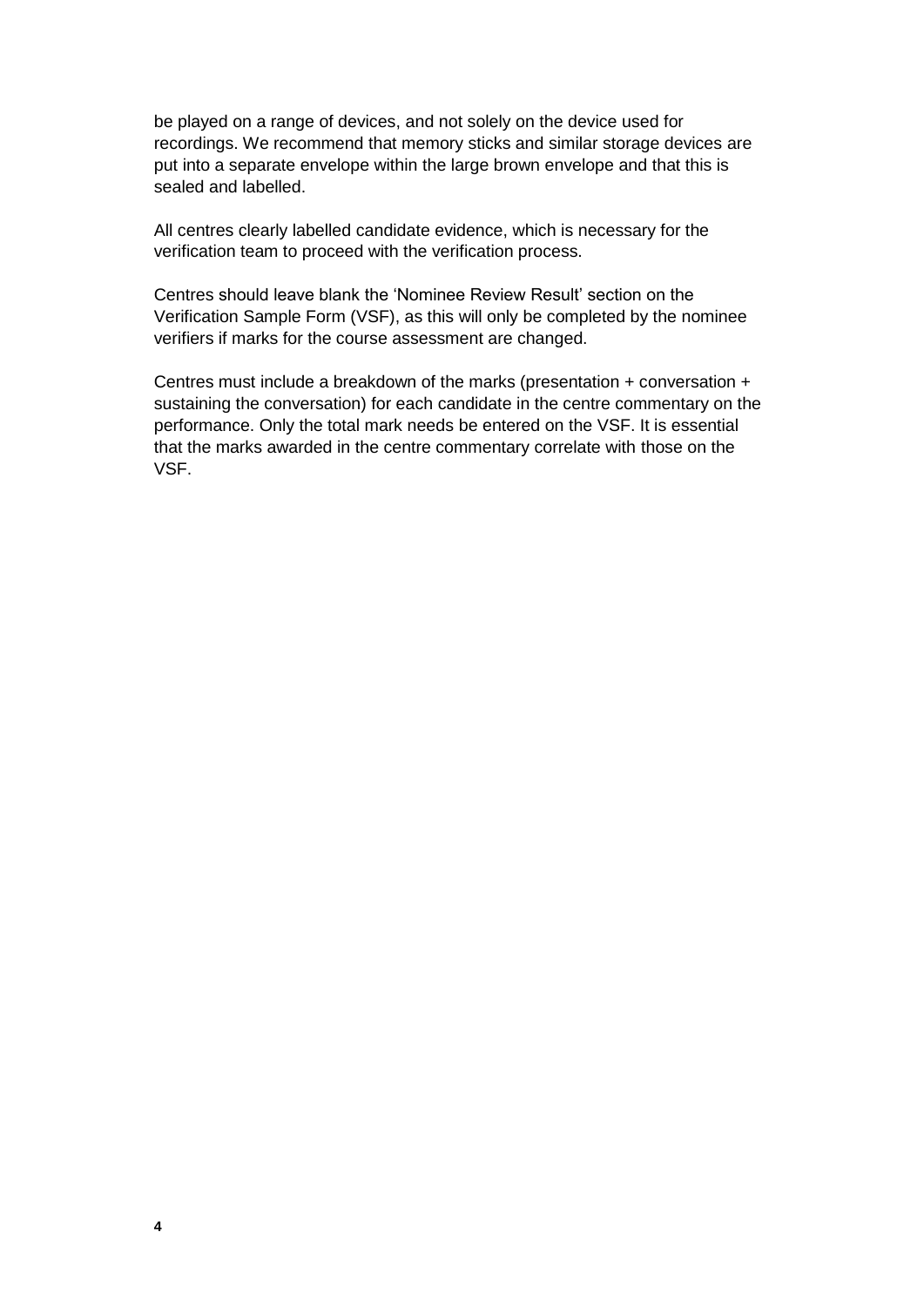be played on a range of devices, and not solely on the device used for recordings. We recommend that memory sticks and similar storage devices are put into a separate envelope within the large brown envelope and that this is sealed and labelled.

All centres clearly labelled candidate evidence, which is necessary for the verification team to proceed with the verification process.

Centres should leave blank the 'Nominee Review Result' section on the Verification Sample Form (VSF), as this will only be completed by the nominee verifiers if marks for the course assessment are changed.

Centres must include a breakdown of the marks (presentation + conversation + sustaining the conversation) for each candidate in the centre commentary on the performance. Only the total mark needs be entered on the VSF. It is essential that the marks awarded in the centre commentary correlate with those on the VSF.